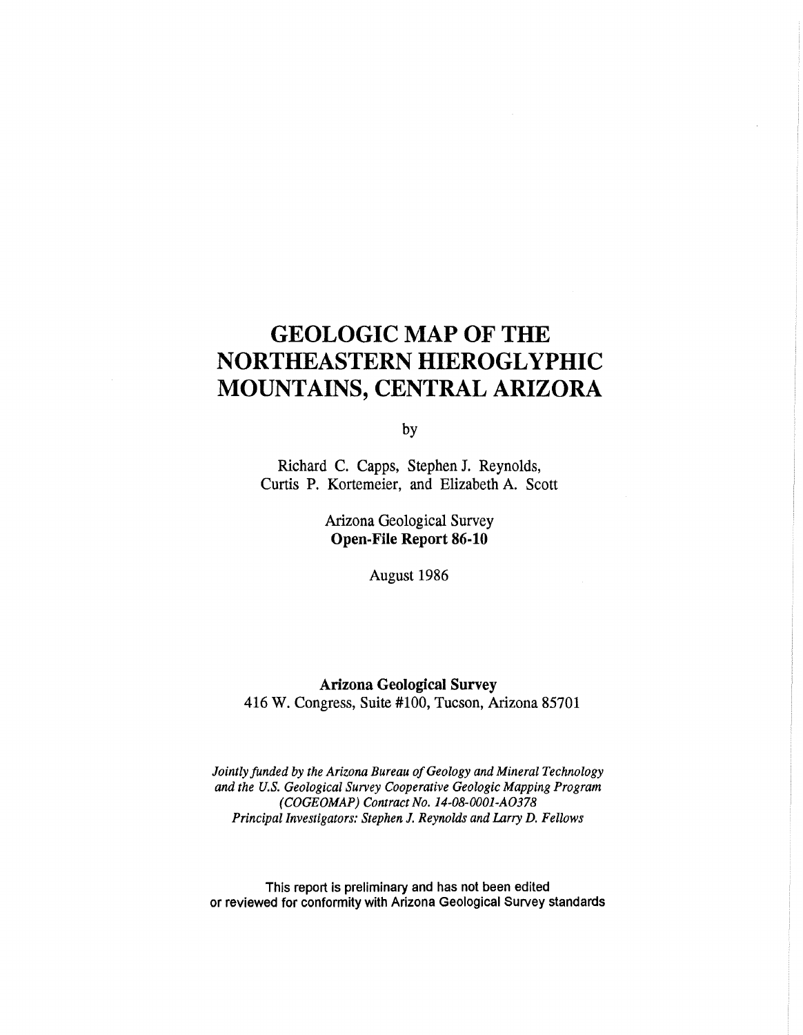# GEOLOGIC MAP OF THE NORTHEASTERN HIEROGLYPHIC MOUNTAINS, CENTRAL ARIZORA

by

Richard C. Capps, Stephen J. Reynolds, Curtis P. Kortemeier, and Elizabeth A. Scott

Arizona Geological Survey
**Open-File Report 86-10**

August 1986

**Arizona Geological Survey**
416 W. Congress, Suite #100, Tucson, Arizona 85701

*Jointly funded by the Arizona Bureau of Geology and Mineral Technology and the U.S. Geological Survey Cooperative Geologic Mapping Program (COGEOMAP) Contract No. 14-08-0001-A0378*
*Principal Investigators: Stephen J. Reynolds and Larry D. Fellows*

This report is preliminary and has not been edited or reviewed for conformity with Arizona Geological Survey standards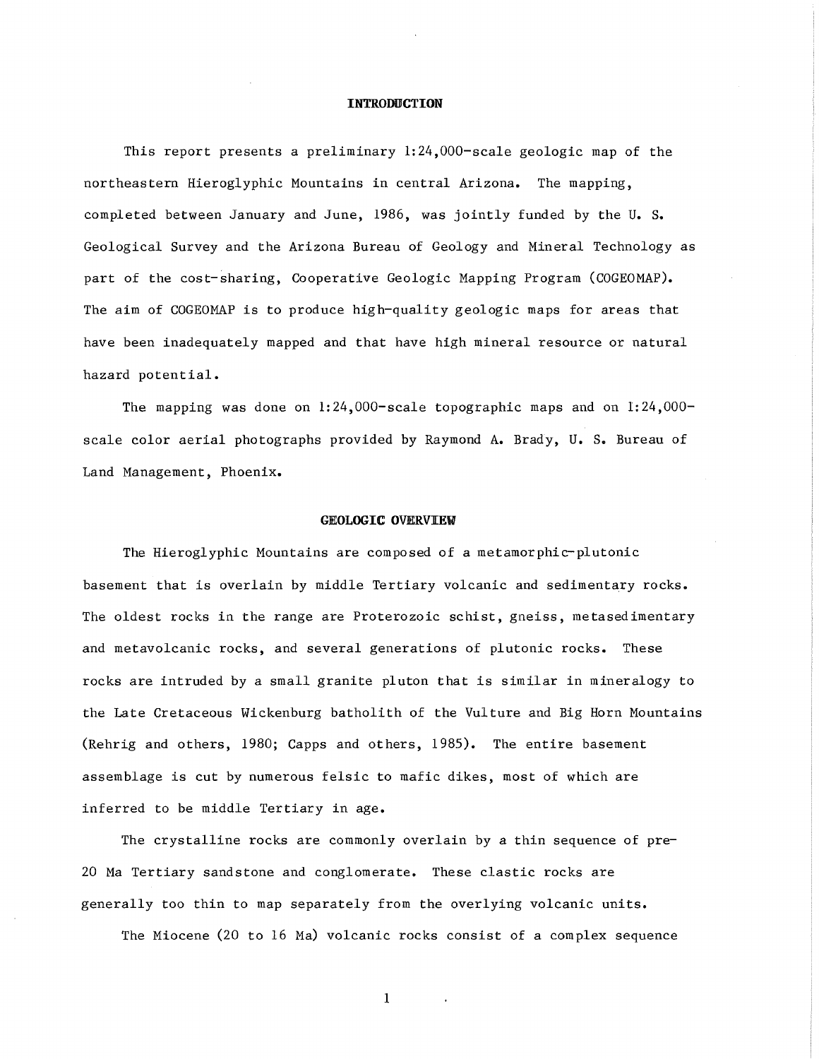## INTRODUCTION

This report presents a preliminary 1:24,000-scale geologic map of the northeastern Hieroglyphic Mountains in central Arizona. The mapping, completed between January and June, 1986, was jointly funded by the U. S. Geological Survey and the Arizona Bureau of Geology and Mineral Technology as part of the cost-sharing, Cooperative Geologic Mapping Program (COGEOMAP). The aim of COGEOMAP is to produce high-quality geologic maps for areas that have been inadequately mapped and that have high mineral resource or natural hazard potential.

The mapping was done on 1:24,000-scale topographic maps and on 1:24,000-scale color aerial photographs provided by Raymond A. Brady, U. S. Bureau of Land Management, Phoenix.

## GEOLOGIC OVERVIEW

The Hieroglyphic Mountains are composed of a metamorphic-plutonic basement that is overlain by middle Tertiary volcanic and sedimentary rocks. The oldest rocks in the range are Proterozoic schist, gneiss, metasedimentary and metavolcanic rocks, and several generations of plutonic rocks. These rocks are intruded by a small granite pluton that is similar in mineralogy to the Late Cretaceous Wickenburg batholith of the Vulture and Big Horn Mountains (Rehrig and others, 1980; Capps and others, 1985). The entire basement assemblage is cut by numerous felsic to mafic dikes, most of which are inferred to be middle Tertiary in age.

The crystalline rocks are commonly overlain by a thin sequence of pre-20 Ma Tertiary sandstone and conglomerate. These clastic rocks are generally too thin to map separately from the overlying volcanic units.

The Miocene (20 to 16 Ma) volcanic rocks consist of a complex sequence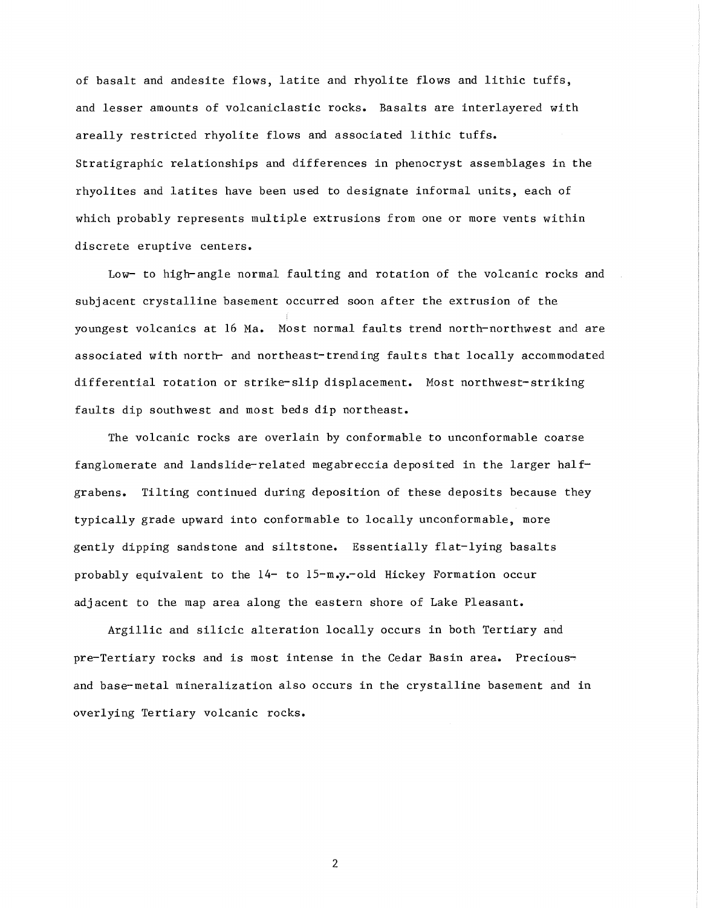of basalt and andesite flows, latite and rhyolite flows and lithic tuffs, and lesser amounts of volcaniclastic rocks. Basalts are interlayered with areally restricted rhyolite flows and associated lithic tuffs. Stratigraphic relationships and differences in phenocryst assemblages in the rhyolites and latites have been used to designate informal units, each of which probably represents multiple extrusions from one or more vents within discrete eruptive centers.

Low- to high-angle normal faulting and rotation of the volcanic rocks and subjacent crystalline basement occurred soon after the extrusion of the youngest volcanics at 16 Ma. Most normal faults trend north-northwest and are associated with north- and northeast-trending faults that locally accommodated differential rotation or strike-slip displacement. Most northwest-striking faults dip southwest and most beds dip northeast.

The volcanic rocks are overlain by conformable to unconformable coarse fanglomerate and landslide-related megabreccia deposited in the larger half-grabens. Tilting continued during deposition of these deposits because they typically grade upward into conformable to locally unconformable, more gently dipping sandstone and siltstone. Essentially flat-lying basalts probably equivalent to the 14- to 15-m.y.-old Hickey Formation occur adjacent to the map area along the eastern shore of Lake Pleasant.

Argillic and silicic alteration locally occurs in both Tertiary and pre-Tertiary rocks and is most intense in the Cedar Basin area. Precious- and base-metal mineralization also occurs in the crystalline basement and in overlying Tertiary volcanic rocks.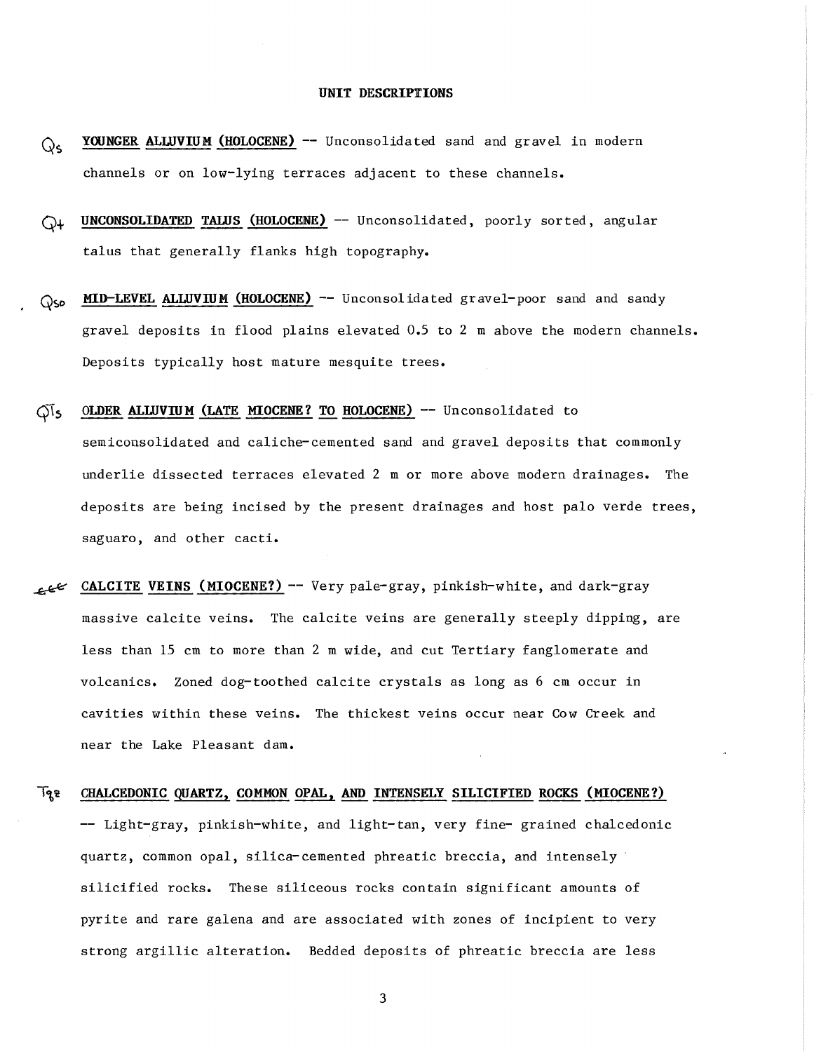## UNIT DESCRIPTIONS

Qs **YOUNGER ALLUVIUM (HOLOCENE)** -- Unconsolidated sand and gravel in modern channels or on low-lying terraces adjacent to these channels.

Qt **UNCONSOLIDATED TALUS (HOLOCENE)** -- Unconsolidated, poorly sorted, angular talus that generally flanks high topography.

Qso **MID-LEVEL ALLUVIUM (HOLOCENE)** -- Unconsolidated gravel-poor sand and sandy gravel deposits in flood plains elevated 0.5 to 2 m above the modern channels. Deposits typically host mature mesquite trees.

QTs **OLDER ALLUVIUM (LATE MIOCENE? TO HOLOCENE)** -- Unconsolidated to semiconsolidated and caliche-cemented sand and gravel deposits that commonly underlie dissected terraces elevated 2 m or more above modern drainages. The deposits are being incised by the present drainages and host palo verde trees, saguaro, and other cacti.

**CALCITE VEINS (MIOCENE?)** -- Very pale-gray, pinkish-white, and dark-gray massive calcite veins. The calcite veins are generally steeply dipping, are less than 15 cm to more than 2 m wide, and cut Tertiary fanglomerate and volcanics. Zoned dog-toothed calcite crystals as long as 6 cm occur in cavities within these veins. The thickest veins occur near Cow Creek and near the Lake Pleasant dam.

Tqz **CHALCEDONIC QUARTZ, COMMON OPAL, AND INTENSELY SILICIFIED ROCKS (MIOCENE?)** -- Light-gray, pinkish-white, and light-tan, very fine- grained chalcedonic quartz, common opal, silica-cemented phreatic breccia, and intensely silicified rocks. These siliceous rocks contain significant amounts of pyrite and rare galena and are associated with zones of incipient to very strong argillic alteration. Bedded deposits of phreatic breccia are less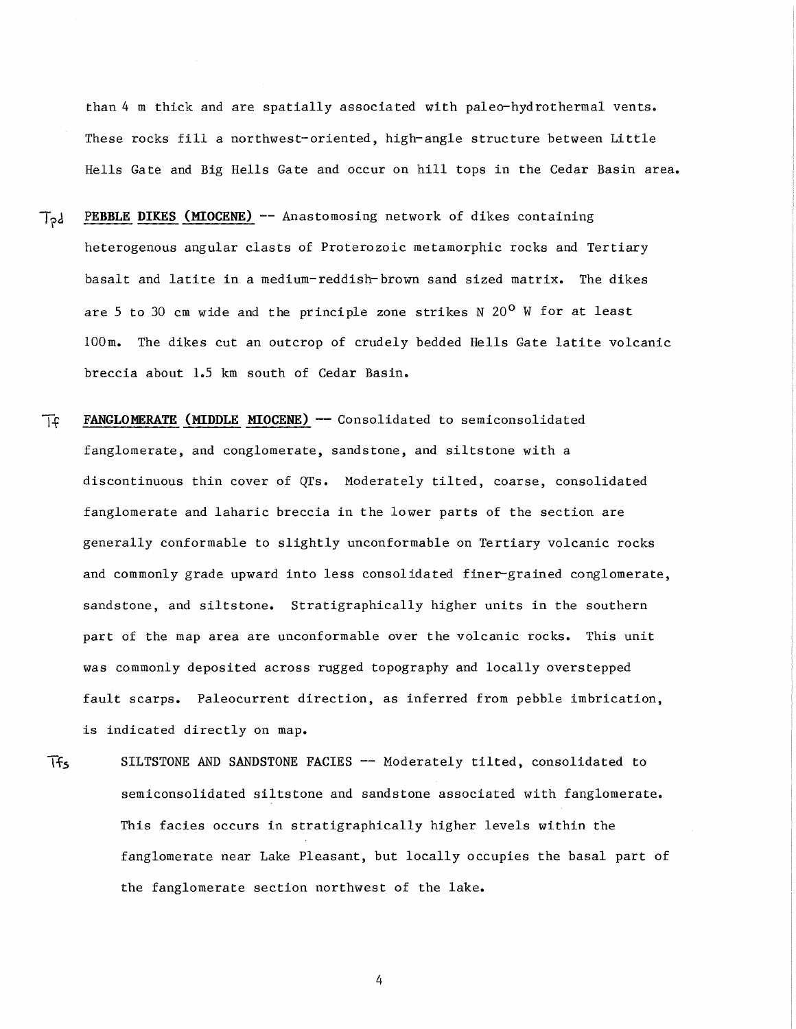than 4 m thick and are spatially associated with paleo-hydrothermal vents. These rocks fill a northwest-oriented, high-angle structure between Little Hells Gate and Big Hells Gate and occur on hill tops in the Cedar Basin area.

Tpd **PEBBLE DIKES (MIOCENE)** -- Anastomosing network of dikes containing heterogenous angular clasts of Proterozoic metamorphic rocks and Tertiary basalt and latite in a medium-reddish-brown sand sized matrix. The dikes are 5 to 30 cm wide and the principle zone strikes N 20° W for at least 100m. The dikes cut an outcrop of crudely bedded Hells Gate latite volcanic breccia about 1.5 km south of Cedar Basin.

Tf **FANGLOMERATE (MIDDLE MIOCENE)** -- Consolidated to semiconsolidated fanglomerate, and conglomerate, sandstone, and siltstone with a discontinuous thin cover of QTs. Moderately tilted, coarse, consolidated fanglomerate and laharic breccia in the lower parts of the section are generally conformable to slightly unconformable on Tertiary volcanic rocks and commonly grade upward into less consolidated finer-grained conglomerate, sandstone, and siltstone. Stratigraphically higher units in the southern part of the map area are unconformable over the volcanic rocks. This unit was commonly deposited across rugged topography and locally overstepped fault scarps. Paleocurrent direction, as inferred from pebble imbrication, is indicated directly on map.

Tfs SILTSTONE AND SANDSTONE FACIES -- Moderately tilted, consolidated to semiconsolidated siltstone and sandstone associated with fanglomerate. This facies occurs in stratigraphically higher levels within the fanglomerate near Lake Pleasant, but locally occupies the basal part of the fanglomerate section northwest of the lake.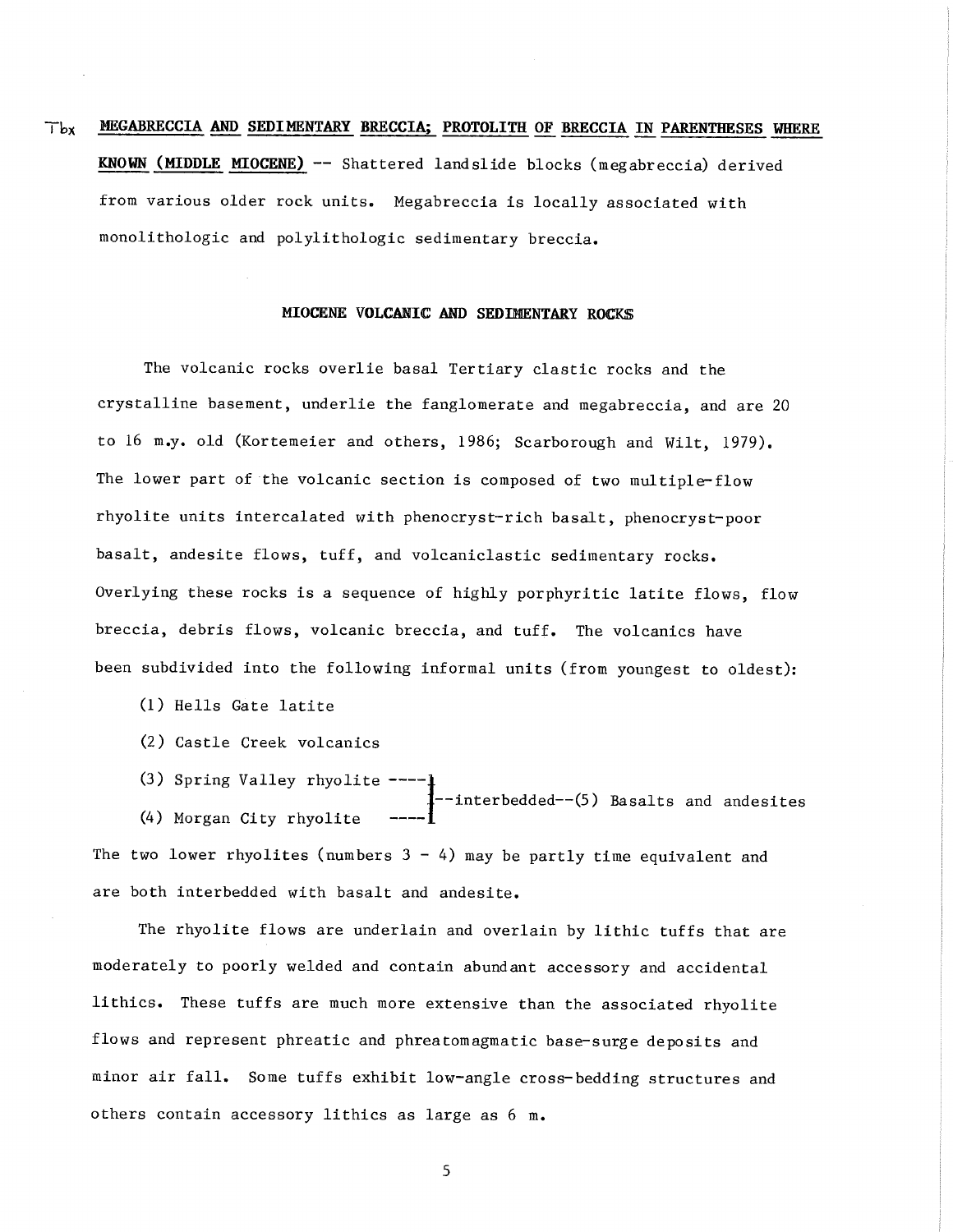Tbx **MEGABRECCIA AND SEDIMENTARY BRECCIA; PROTOLITH OF BRECCIA IN PARENTHESES WHERE KNOWN (MIDDLE MIOCENE)** -- Shattered landslide blocks (megabreccia) derived from various older rock units. Megabreccia is locally associated with monolithologic and polylithologic sedimentary breccia.

## MIOCENE VOLCANIC AND SEDIMENTARY ROCKS

The volcanic rocks overlie basal Tertiary clastic rocks and the crystalline basement, underlie the fanglomerate and megabreccia, and are 20 to 16 m.y. old (Kortemeier and others, 1986; Scarborough and Wilt, 1979). The lower part of the volcanic section is composed of two multiple-flow rhyolite units intercalated with phenocryst-rich basalt, phenocryst-poor basalt, andesite flows, tuff, and volcaniclastic sedimentary rocks. Overlying these rocks is a sequence of highly porphyritic latite flows, flow breccia, debris flows, volcanic breccia, and tuff. The volcanics have been subdivided into the following informal units (from youngest to oldest):

(1) Hells Gate latite

(2) Castle Creek volcanics

(3) Spring Valley rhyolite ----]
                                              ]--interbedded--(5) Basalts and andesites
(4) Morgan City rhyolite ----]

The two lower rhyolites (numbers 3 - 4) may be partly time equivalent and are both interbedded with basalt and andesite.

The rhyolite flows are underlain and overlain by lithic tuffs that are moderately to poorly welded and contain abundant accessory and accidental lithics. These tuffs are much more extensive than the associated rhyolite flows and represent phreatic and phreatomagmatic base-surge deposits and minor air fall. Some tuffs exhibit low-angle cross-bedding structures and others contain accessory lithics as large as 6 m.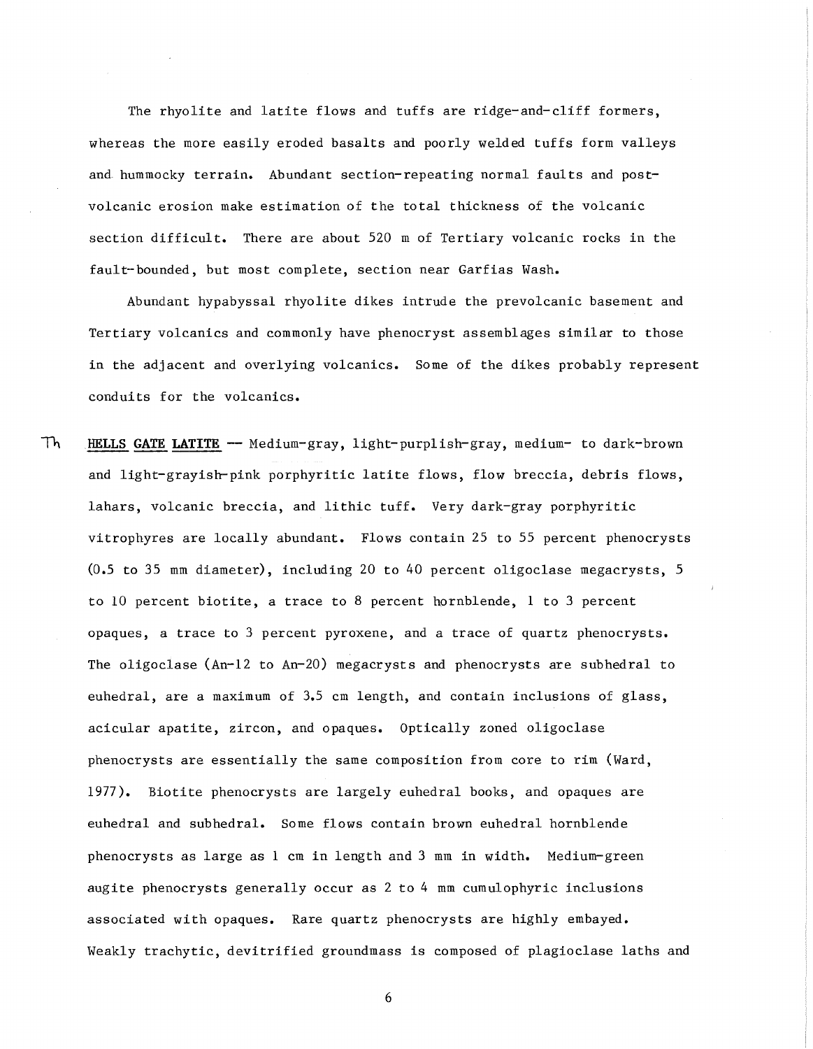The rhyolite and latite flows and tuffs are ridge-and-cliff formers, whereas the more easily eroded basalts and poorly welded tuffs form valleys and hummocky terrain. Abundant section-repeating normal faults and post-volcanic erosion make estimation of the total thickness of the volcanic section difficult. There are about 520 m of Tertiary volcanic rocks in the fault-bounded, but most complete, section near Garfias Wash.

Abundant hypabyssal rhyolite dikes intrude the prevolcanic basement and Tertiary volcanics and commonly have phenocryst assemblages similar to those in the adjacent and overlying volcanics. Some of the dikes probably represent conduits for the volcanics.

Th &nbsp;&nbsp; **HELLS GATE LATITE** — Medium-gray, light-purplish-gray, medium- to dark-brown and light-grayish-pink porphyritic latite flows, flow breccia, debris flows, lahars, volcanic breccia, and lithic tuff. Very dark-gray porphyritic vitrophyres are locally abundant. Flows contain 25 to 55 percent phenocrysts (0.5 to 35 mm diameter), including 20 to 40 percent oligoclase megacrysts, 5 to 10 percent biotite, a trace to 8 percent hornblende, 1 to 3 percent opaques, a trace to 3 percent pyroxene, and a trace of quartz phenocrysts. The oligoclase (An-12 to An-20) megacrysts and phenocrysts are subhedral to euhedral, are a maximum of 3.5 cm length, and contain inclusions of glass, acicular apatite, zircon, and opaques. Optically zoned oligoclase phenocrysts are essentially the same composition from core to rim (Ward, 1977). Biotite phenocrysts are largely euhedral books, and opaques are euhedral and subhedral. Some flows contain brown euhedral hornblende phenocrysts as large as 1 cm in length and 3 mm in width. Medium-green augite phenocrysts generally occur as 2 to 4 mm cumulophyric inclusions associated with opaques. Rare quartz phenocrysts are highly embayed. Weakly trachytic, devitrified groundmass is composed of plagioclase laths and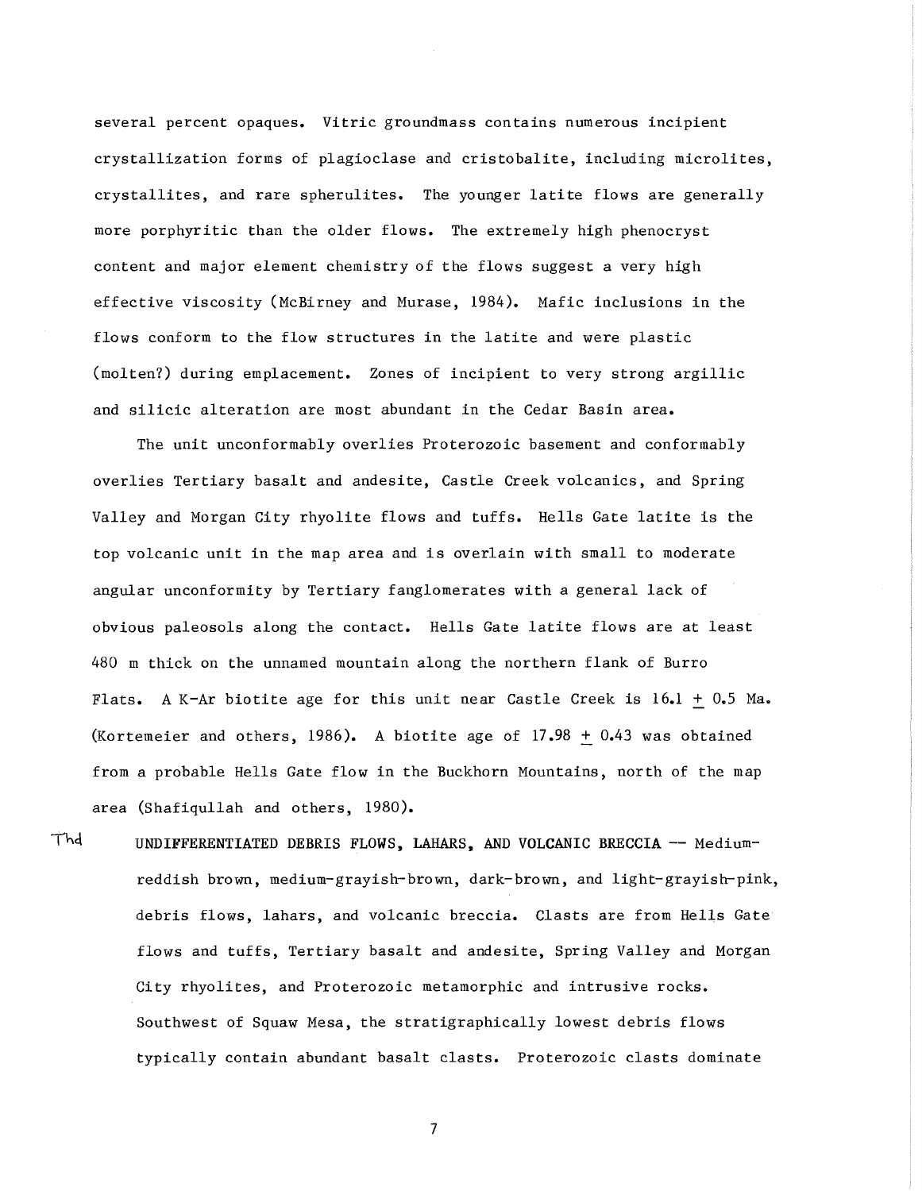several percent opaques. Vitric groundmass contains numerous incipient crystallization forms of plagioclase and cristobalite, including microlites, crystallites, and rare spherulites. The younger latite flows are generally more porphyritic than the older flows. The extremely high phenocryst content and major element chemistry of the flows suggest a very high effective viscosity (McBirney and Murase, 1984). Mafic inclusions in the flows conform to the flow structures in the latite and were plastic (molten?) during emplacement. Zones of incipient to very strong argillic and silicic alteration are most abundant in the Cedar Basin area.

The unit unconformably overlies Proterozoic basement and conformably overlies Tertiary basalt and andesite, Castle Creek volcanics, and Spring Valley and Morgan City rhyolite flows and tuffs. Hells Gate latite is the top volcanic unit in the map area and is overlain with small to moderate angular unconformity by Tertiary fanglomerates with a general lack of obvious paleosols along the contact. Hells Gate latite flows are at least 480 m thick on the unnamed mountain along the northern flank of Burro Flats. A K-Ar biotite age for this unit near Castle Creek is 16.1 ± 0.5 Ma. (Kortemeier and others, 1986). A biotite age of 17.98 ± 0.43 was obtained from a probable Hells Gate flow in the Buckhorn Mountains, north of the map area (Shafiqullah and others, 1980).

Thd UNDIFFERENTIATED DEBRIS FLOWS, LAHARS, AND VOLCANIC BRECCIA -- Medium-reddish brown, medium-grayish-brown, dark-brown, and light-grayish-pink, debris flows, lahars, and volcanic breccia. Clasts are from Hells Gate flows and tuffs, Tertiary basalt and andesite, Spring Valley and Morgan City rhyolites, and Proterozoic metamorphic and intrusive rocks. Southwest of Squaw Mesa, the stratigraphically lowest debris flows typically contain abundant basalt clasts. Proterozoic clasts dominate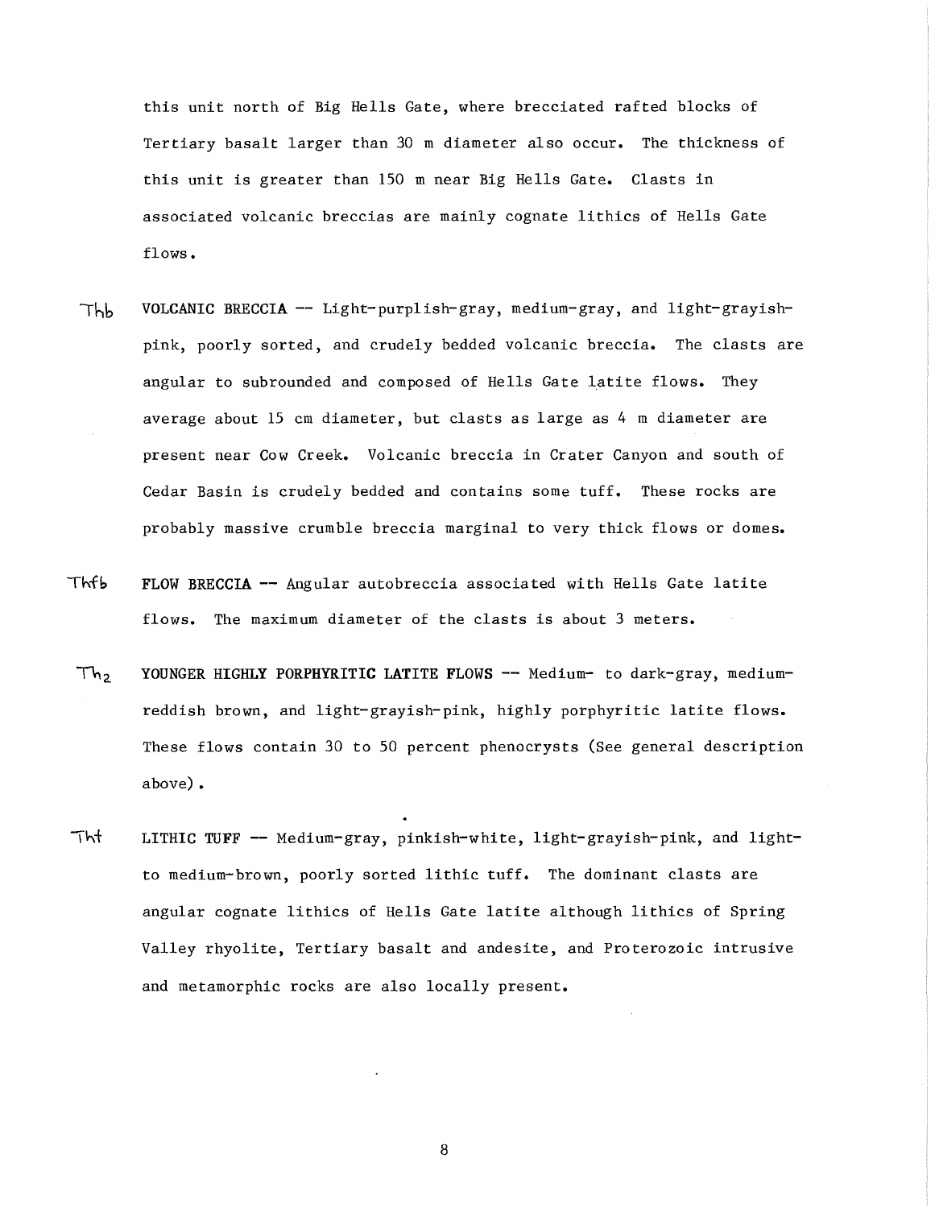this unit north of Big Hells Gate, where brecciated rafted blocks of Tertiary basalt larger than 30 m diameter also occur. The thickness of this unit is greater than 150 m near Big Hells Gate. Clasts in associated volcanic breccias are mainly cognate lithics of Hells Gate flows.

Thb VOLCANIC BRECCIA -- Light-purplish-gray, medium-gray, and light-grayish-pink, poorly sorted, and crudely bedded volcanic breccia. The clasts are angular to subrounded and composed of Hells Gate latite flows. They average about 15 cm diameter, but clasts as large as 4 m diameter are present near Cow Creek. Volcanic breccia in Crater Canyon and south of Cedar Basin is crudely bedded and contains some tuff. These rocks are probably massive crumble breccia marginal to very thick flows or domes.

Thfb **FLOW BRECCIA** -- Angular autobreccia associated with Hells Gate latite flows. The maximum diameter of the clasts is about 3 meters.

$Th_2$ **YOUNGER HIGHLY PORPHYRITIC LATITE FLOWS** -- Medium- to dark-gray, medium-reddish brown, and light-grayish-pink, highly porphyritic latite flows. These flows contain 30 to 50 percent phenocrysts (See general description above).

Tht LITHIC TUFF -- Medium-gray, pinkish-white, light-grayish-pink, and light- to medium-brown, poorly sorted lithic tuff. The dominant clasts are angular cognate lithics of Hells Gate latite although lithics of Spring Valley rhyolite, Tertiary basalt and andesite, and Proterozoic intrusive and metamorphic rocks are also locally present.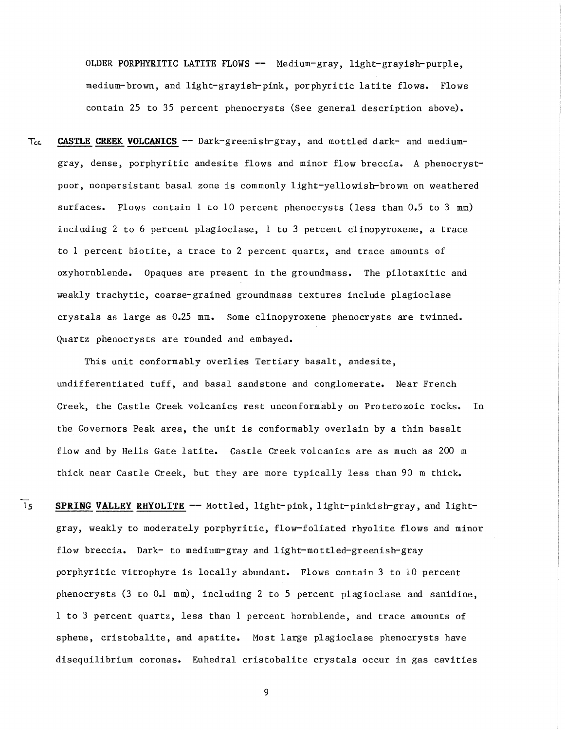OLDER PORPHYRITIC LATITE FLOWS -- Medium-gray, light-grayish-purple, medium-brown, and light-grayish-pink, porphyritic latite flows. Flows contain 25 to 35 percent phenocrysts (See general description above).

Tcc **CASTLE CREEK VOLCANICS** -- Dark-greenish-gray, and mottled dark- and medium-gray, dense, porphyritic andesite flows and minor flow breccia. A phenocryst-poor, nonpersistant basal zone is commonly light-yellowish-brown on weathered surfaces. Flows contain 1 to 10 percent phenocrysts (less than 0.5 to 3 mm) including 2 to 6 percent plagioclase, 1 to 3 percent clinopyroxene, a trace to 1 percent biotite, a trace to 2 percent quartz, and trace amounts of oxyhornblende. Opaques are present in the groundmass. The pilotaxitic and weakly trachytic, coarse-grained groundmass textures include plagioclase crystals as large as 0.25 mm. Some clinopyroxene phenocrysts are twinned. Quartz phenocrysts are rounded and embayed.

This unit conformably overlies Tertiary basalt, andesite, undifferentiated tuff, and basal sandstone and conglomerate. Near French Creek, the Castle Creek volcanics rest unconformably on Proterozoic rocks. In the Governors Peak area, the unit is conformably overlain by a thin basalt flow and by Hells Gate latite. Castle Creek volcanics are as much as 200 m thick near Castle Creek, but they are more typically less than 90 m thick.

Ts **SPRING VALLEY RHYOLITE** -- Mottled, light-pink, light-pinkish-gray, and light-gray, weakly to moderately porphyritic, flow-foliated rhyolite flows and minor flow breccia. Dark- to medium-gray and light-mottled-greenish-gray porphyritic vitrophyre is locally abundant. Flows contain 3 to 10 percent phenocrysts (3 to 0.1 mm), including 2 to 5 percent plagioclase and sanidine, 1 to 3 percent quartz, less than 1 percent hornblende, and trace amounts of sphene, cristobalite, and apatite. Most large plagioclase phenocrysts have disequilibrium coronas. Euhedral cristobalite crystals occur in gas cavities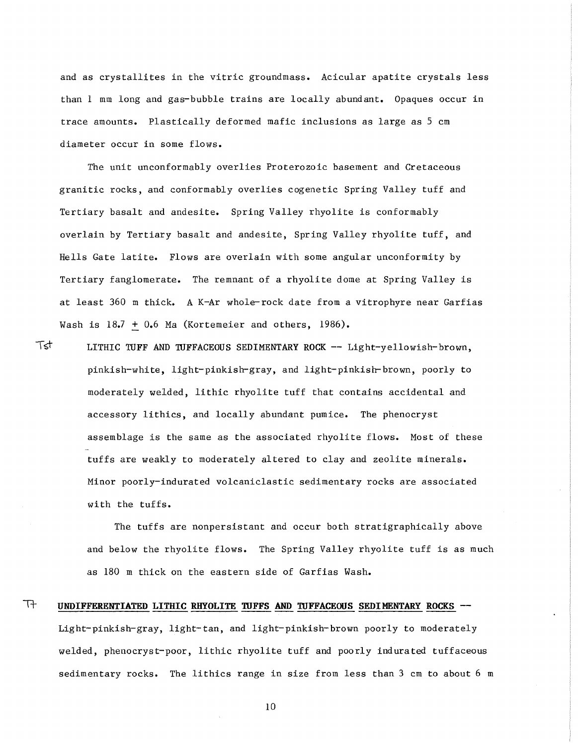and as crystallites in the vitric groundmass. Acicular apatite crystals less than 1 mm long and gas-bubble trains are locally abundant. Opaques occur in trace amounts. Plastically deformed mafic inclusions as large as 5 cm diameter occur in some flows.

The unit unconformably overlies Proterozoic basement and Cretaceous granitic rocks, and conformably overlies cogenetic Spring Valley tuff and Tertiary basalt and andesite. Spring Valley rhyolite is conformably overlain by Tertiary basalt and andesite, Spring Valley rhyolite tuff, and Hells Gate latite. Flows are overlain with some angular unconformity by Tertiary fanglomerate. The remnant of a rhyolite dome at Spring Valley is at least 360 m thick. A K-Ar whole-rock date from a vitrophyre near Garfias Wash is 18.7 $\pm$ 0.6 Ma (Kortemeier and others, 1986).

Tst LITHIC TUFF AND TUFFACEOUS SEDIMENTARY ROCK -- Light-yellowish-brown, pinkish-white, light-pinkish-gray, and light-pinkish-brown, poorly to moderately welded, lithic rhyolite tuff that contains accidental and accessory lithics, and locally abundant pumice. The phenocryst assemblage is the same as the associated rhyolite flows. Most of these tuffs are weakly to moderately altered to clay and zeolite minerals. Minor poorly-indurated volcaniclastic sedimentary rocks are associated with the tuffs.

The tuffs are nonpersistant and occur both stratigraphically above and below the rhyolite flows. The Spring Valley rhyolite tuff is as much as 180 m thick on the eastern side of Garfias Wash.

Tt **UNDIFFERENTIATED LITHIC RHYOLITE TUFFS AND TUFFACEOUS SEDIMENTARY ROCKS** -- Light-pinkish-gray, light-tan, and light-pinkish-brown poorly to moderately welded, phenocryst-poor, lithic rhyolite tuff and poorly indurated tuffaceous sedimentary rocks. The lithics range in size from less than 3 cm to about 6 m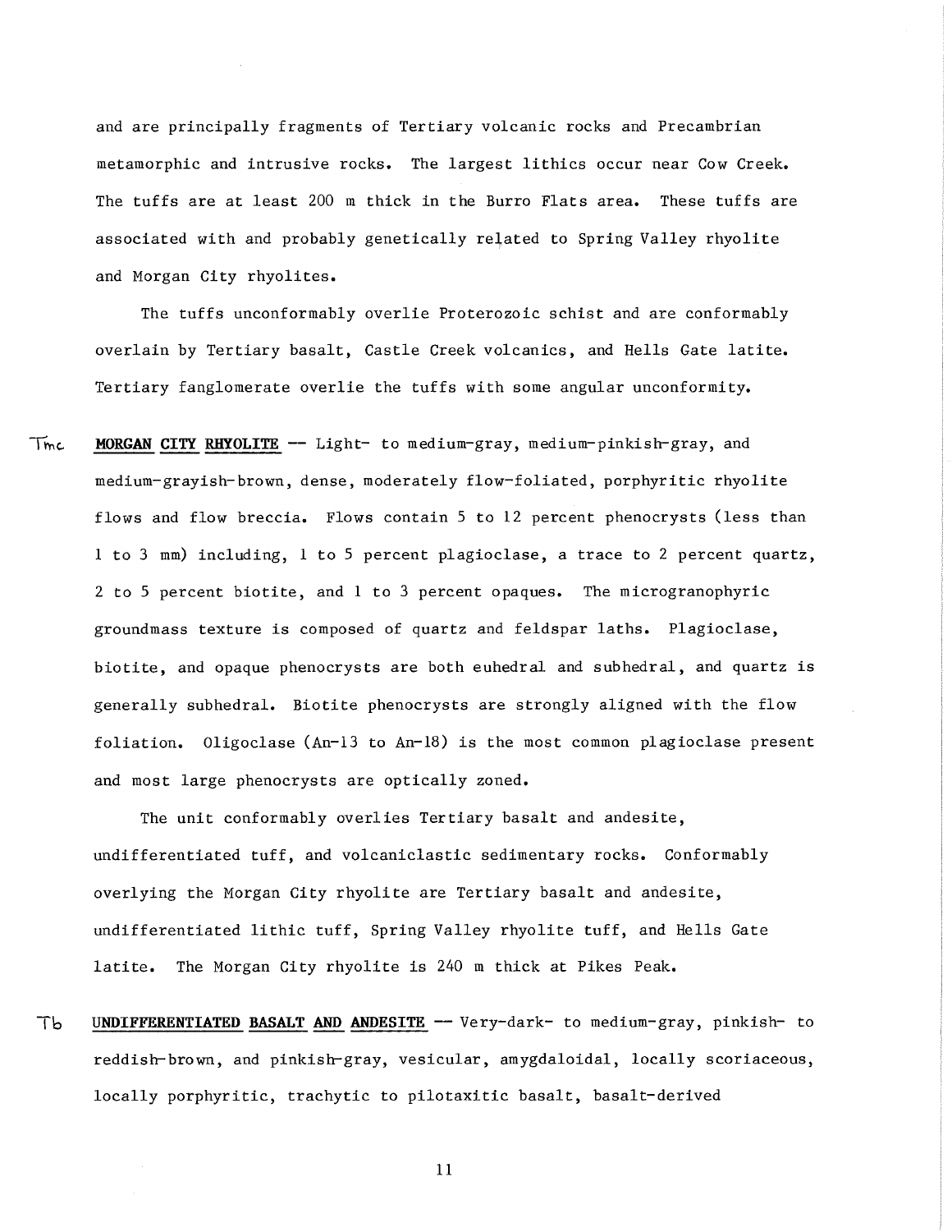and are principally fragments of Tertiary volcanic rocks and Precambrian metamorphic and intrusive rocks. The largest lithics occur near Cow Creek. The tuffs are at least 200 m thick in the Burro Flats area. These tuffs are associated with and probably genetically related to Spring Valley rhyolite and Morgan City rhyolites.

The tuffs unconformably overlie Proterozoic schist and are conformably overlain by Tertiary basalt, Castle Creek volcanics, and Hells Gate latite. Tertiary fanglomerate overlie the tuffs with some angular unconformity.

Tmc **MORGAN CITY RHYOLITE** -- Light- to medium-gray, medium-pinkish-gray, and medium-grayish-brown, dense, moderately flow-foliated, porphyritic rhyolite flows and flow breccia. Flows contain 5 to 12 percent phenocrysts (less than 1 to 3 mm) including, 1 to 5 percent plagioclase, a trace to 2 percent quartz, 2 to 5 percent biotite, and 1 to 3 percent opaques. The micrographophyric groundmass texture is composed of quartz and feldspar laths. Plagioclase, biotite, and opaque phenocrysts are both euhedral and subhedral, and quartz is generally subhedral. Biotite phenocrysts are strongly aligned with the flow foliation. Oligoclase (An-13 to An-18) is the most common plagioclase present and most large phenocrysts are optically zoned.

The unit conformably overlies Tertiary basalt and andesite, undifferentiated tuff, and volcaniclastic sedimentary rocks. Conformably overlying the Morgan City rhyolite are Tertiary basalt and andesite, undifferentiated lithic tuff, Spring Valley rhyolite tuff, and Hells Gate latite. The Morgan City rhyolite is 240 m thick at Pikes Peak.

Tb **UNDIFFERENTIATED BASALT AND ANDESITE** -- Very-dark- to medium-gray, pinkish- to reddish-brown, and pinkish-gray, vesicular, amygdaloidal, locally scoriaceous, locally porphyritic, trachytic to pilotaxitic basalt, basalt-derived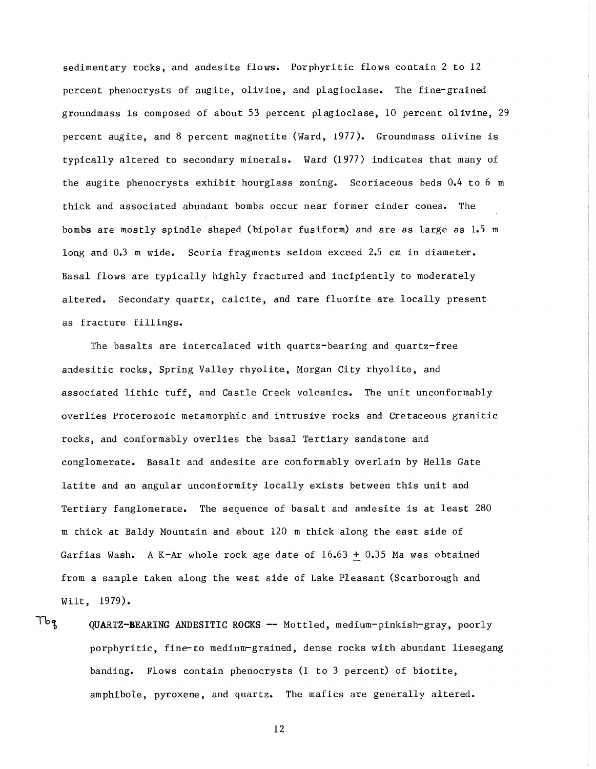sedimentary rocks, and andesite flows. Porphyritic flows contain 2 to 12 percent phenocrysts of augite, olivine, and plagioclase. The fine-grained groundmass is composed of about 53 percent plagioclase, 10 percent olivine, 29 percent augite, and 8 percent magnetite (Ward, 1977). Groundmass olivine is typically altered to secondary minerals. Ward (1977) indicates that many of the augite phenocrysts exhibit hourglass zoning. Scoriaceous beds 0.4 to 6 m thick and associated abundant bombs occur near former cinder cones. The bombs are mostly spindle shaped (bipolar fusiform) and are as large as 1.5 m long and 0.3 m wide. Scoria fragments seldom exceed 2.5 cm in diameter. Basal flows are typically highly fractured and incipiently to moderately altered. Secondary quartz, calcite, and rare fluorite are locally present as fracture fillings.

The basalts are intercalated with quartz-bearing and quartz-free andesitic rocks, Spring Valley rhyolite, Morgan City rhyolite, and associated lithic tuff, and Castle Creek volcanics. The unit unconformably overlies Proterozoic metamorphic and intrusive rocks and Cretaceous granitic rocks, and conformably overlies the basal Tertiary sandstone and conglomerate. Basalt and andesite are conformably overlain by Hells Gate latite and an angular unconformity locally exists between this unit and Tertiary fanglomerate. The sequence of basalt and andesite is at least 280 m thick at Baldy Mountain and about 120 m thick along the east side of Garfias Wash. A K-Ar whole rock age date of 16.63 $\pm$ 0.35 Ma was obtained from a sample taken along the west side of Lake Pleasant (Scarborough and Wilt, 1979).

Tbq QUARTZ-BEARING ANDESITIC ROCKS -- Mottled, medium-pinkish-gray, poorly porphyritic, fine-to medium-grained, dense rocks with abundant liesegang banding. Flows contain phenocrysts (1 to 3 percent) of biotite, amphibole, pyroxene, and quartz. The mafics are generally altered.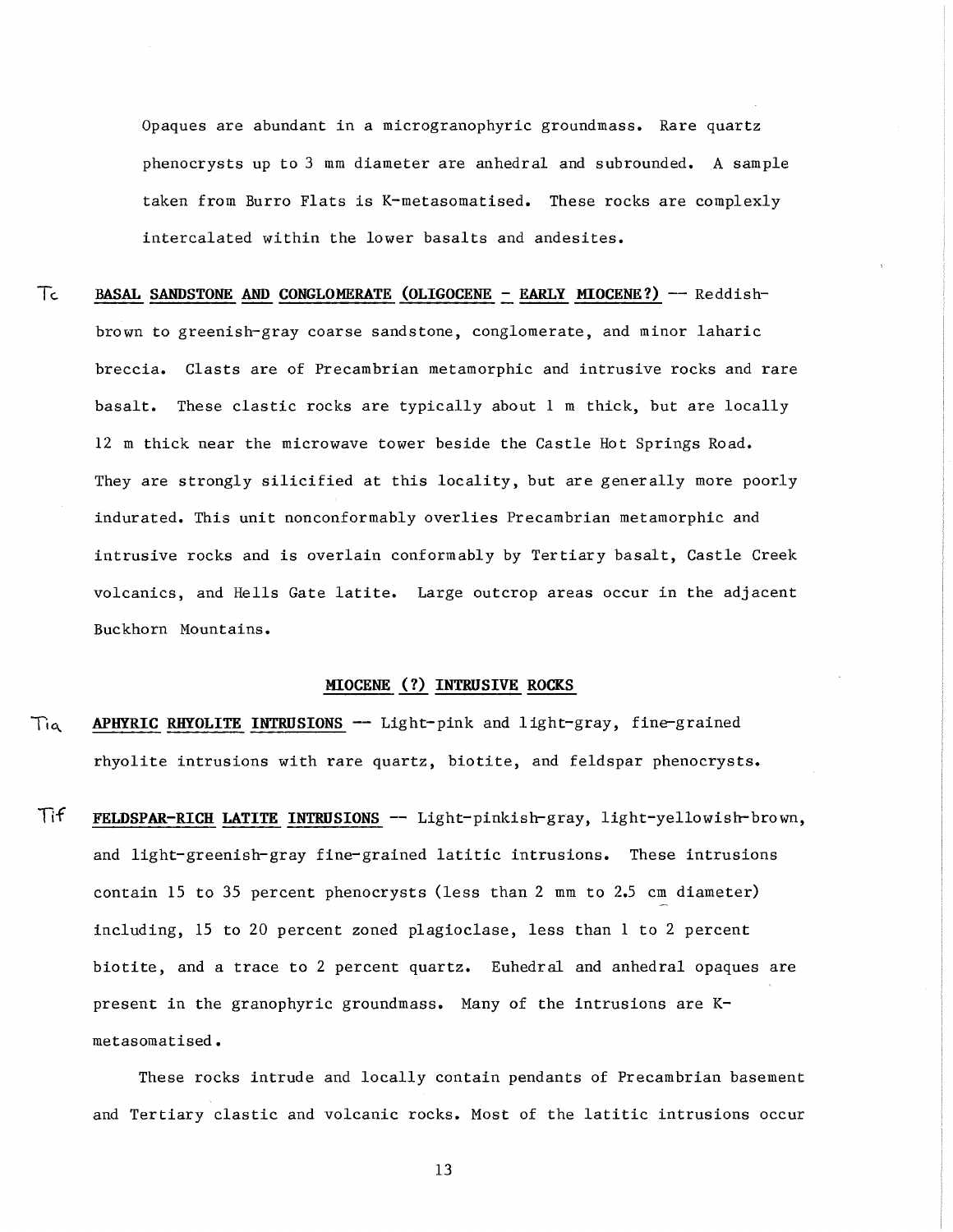Opaques are abundant in a microgranophyric groundmass. Rare quartz phenocrysts up to 3 mm diameter are anhedral and subrounded. A sample taken from Burro Flats is K-metasomatised. These rocks are complexly intercalated within the lower basalts and andesites.

Tc **BASAL SANDSTONE AND CONGLOMERATE (OLIGOCENE - EARLY MIOCENE?)** — Reddish-brown to greenish-gray coarse sandstone, conglomerate, and minor laharic breccia. Clasts are of Precambrian metamorphic and intrusive rocks and rare basalt. These clastic rocks are typically about 1 m thick, but are locally 12 m thick near the microwave tower beside the Castle Hot Springs Road. They are strongly silicified at this locality, but are generally more poorly indurated. This unit nonconformably overlies Precambrian metamorphic and intrusive rocks and is overlain conformably by Tertiary basalt, Castle Creek volcanics, and Hells Gate latite. Large outcrop areas occur in the adjacent Buckhorn Mountains.

## MIOCENE (?) INTRUSIVE ROCKS

Tia **APHYRIC RHYOLITE INTRUSIONS** — Light-pink and light-gray, fine-grained rhyolite intrusions with rare quartz, biotite, and feldspar phenocrysts.

Tif **FELDSPAR-RICH LATITE INTRUSIONS** — Light-pinkish-gray, light-yellowish-brown, and light-greenish-gray fine-grained latitic intrusions. These intrusions contain 15 to 35 percent phenocrysts (less than 2 mm to 2.5 cm diameter) including, 15 to 20 percent zoned plagioclase, less than 1 to 2 percent biotite, and a trace to 2 percent quartz. Euhedral and anhedral opaques are present in the granophyric groundmass. Many of the intrusions are K-metasomatised.

These rocks intrude and locally contain pendants of Precambrian basement and Tertiary clastic and volcanic rocks. Most of the latitic intrusions occur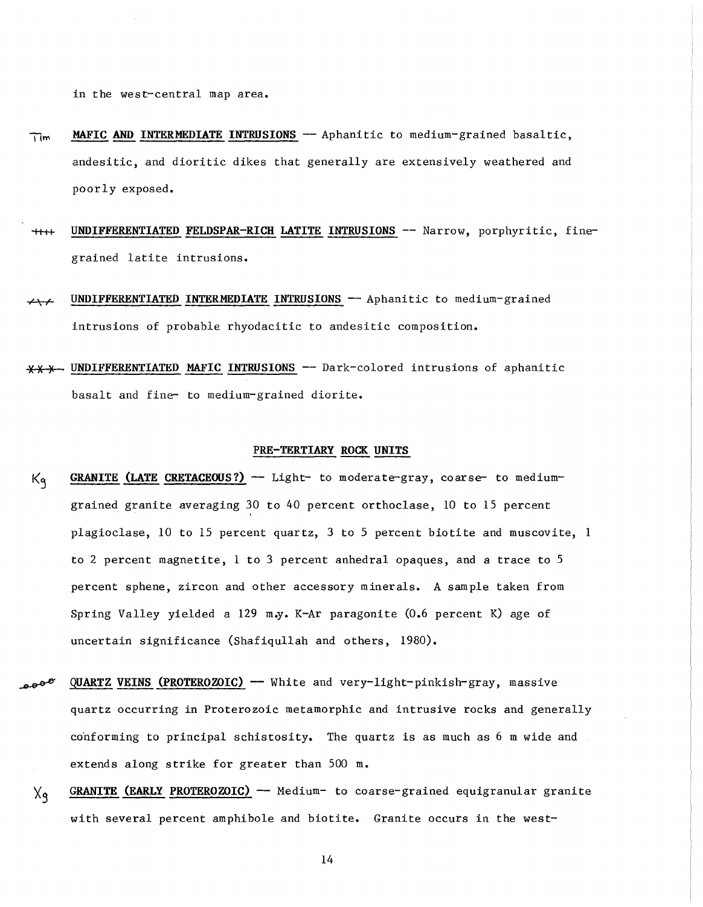in the west-central map area.

Tim **MAFIC AND INTERMEDIATE INTRUSIONS** -- Aphanitic to medium-grained basaltic, andesitic, and dioritic dikes that generally are extensively weathered and poorly exposed.

**UNDIFFERENTIATED FELDSPAR-RICH LATITE INTRUSIONS** -- Narrow, porphyritic, fine-grained latite intrusions.

**UNDIFFERENTIATED INTERMEDIATE INTRUSIONS** -- Aphanitic to medium-grained intrusions of probable rhyodacitic to andesitic composition.

**UNDIFFERENTIATED MAFIC INTRUSIONS** -- Dark-colored intrusions of aphanitic basalt and fine- to medium-grained diorite.

## PRE-TERTIARY ROCK UNITS

Kg **GRANITE (LATE CRETACEOUS?)** -- Light- to moderate-gray, coarse- to medium-grained granite averaging 30 to 40 percent orthoclase, 10 to 15 percent plagioclase, 10 to 15 percent quartz, 3 to 5 percent biotite and muscovite, 1 to 2 percent magnetite, 1 to 3 percent anhedral opaques, and a trace to 5 percent sphene, zircon and other accessory minerals. A sample taken from Spring Valley yielded a 129 m.y. K-Ar paragonite (0.6 percent K) age of uncertain significance (Shafiqullah and others, 1980).

**QUARTZ VEINS (PROTEROZOIC)** -- White and very-light-pinkish-gray, massive quartz occurring in Proterozoic metamorphic and intrusive rocks and generally conforming to principal schistosity. The quartz is as much as 6 m wide and extends along strike for greater than 500 m.

Xg **GRANITE (EARLY PROTEROZOIC)** -- Medium- to coarse-grained equigranular granite with several percent amphibole and biotite. Granite occurs in the west-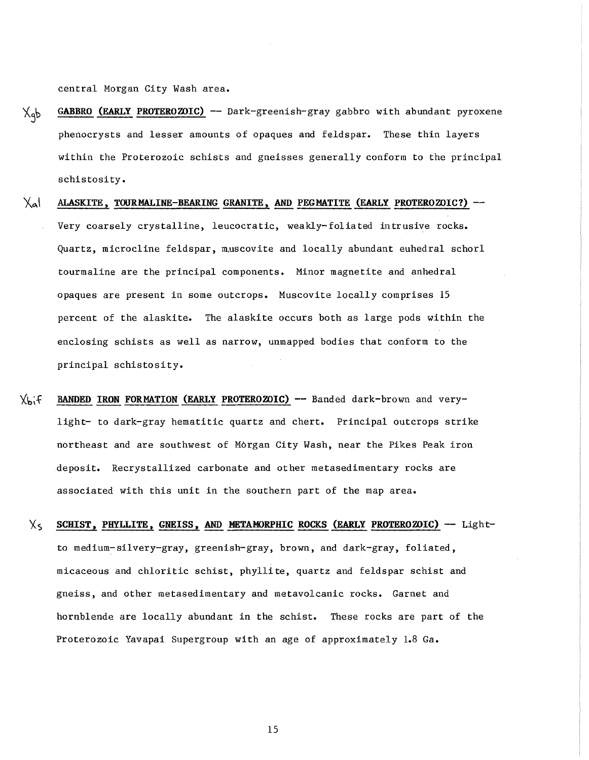central Morgan City Wash area.

Xgb **GABBRO (EARLY PROTEROZOIC)** — Dark-greenish-gray gabbro with abundant pyroxene phenocrysts and lesser amounts of opaques and feldspar. These thin layers within the Proterozoic schists and gneisses generally conform to the principal schistosity.

Xal **ALASKITE, TOURMALINE-BEARING GRANITE, AND PEGMATITE (EARLY PROTEROZOIC?)** — Very coarsely crystalline, leucocratic, weakly-foliated intrusive rocks. Quartz, microcline feldspar, muscovite and locally abundant euhedral schorl tourmaline are the principal components. Minor magnetite and anhedral opaques are present in some outcrops. Muscovite locally comprises 15 percent of the alaskite. The alaskite occurs both as large pods within the enclosing schists as well as narrow, unmapped bodies that conform to the principal schistosity.

Xbif **BANDED IRON FORMATION (EARLY PROTEROZOIC)** — Banded dark-brown and very-light- to dark-gray hematitic quartz and chert. Principal outcrops strike northeast and are southwest of Morgan City Wash, near the Pikes Peak iron deposit. Recrystallized carbonate and other metasedimentary rocks are associated with this unit in the southern part of the map area.

Xs **SCHIST, PHYLLITE, GNEISS, AND METAMORPHIC ROCKS (EARLY PROTEROZOIC)** — Light- to medium-silvery-gray, greenish-gray, brown, and dark-gray, foliated, micaceous and chloritic schist, phyllite, quartz and feldspar schist and gneiss, and other metasedimentary and metavolcanic rocks. Garnet and hornblende are locally abundant in the schist. These rocks are part of the Proterozoic Yavapai Supergroup with an age of approximately 1.8 Ga.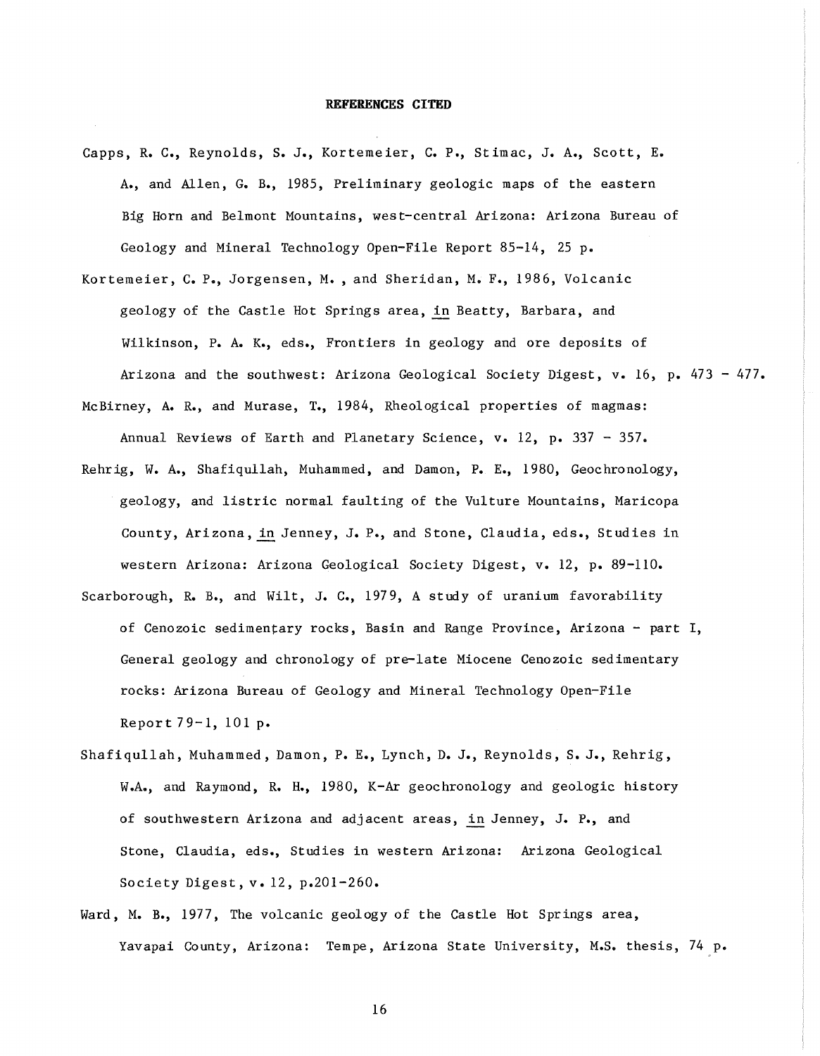## REFERENCES CITED

Capps, R. C., Reynolds, S. J., Kortemeier, C. P., Stimac, J. A., Scott, E. A., and Allen, G. B., 1985, Preliminary geologic maps of the eastern Big Horn and Belmont Mountains, west-central Arizona: Arizona Bureau of Geology and Mineral Technology Open-File Report 85-14, 25 p.

Kortemeier, C. P., Jorgensen, M. , and Sheridan, M. F., 1986, Volcanic geology of the Castle Hot Springs area, in Beatty, Barbara, and Wilkinson, P. A. K., eds., Frontiers in geology and ore deposits of Arizona and the southwest: Arizona Geological Society Digest, v. 16, p. 473 - 477.

McBirney, A. R., and Murase, T., 1984, Rheological properties of magmas: Annual Reviews of Earth and Planetary Science, v. 12, p. 337 - 357.

Rehrig, W. A., Shafiqullah, Muhammed, and Damon, P. E., 1980, Geochronology, geology, and listric normal faulting of the Vulture Mountains, Maricopa County, Arizona, in Jenney, J. P., and Stone, Claudia, eds., Studies in western Arizona: Arizona Geological Society Digest, v. 12, p. 89-110.

Scarborough, R. B., and Wilt, J. C., 1979, A study of uranium favorability of Cenozoic sedimentary rocks, Basin and Range Province, Arizona - part I, General geology and chronology of pre-late Miocene Cenozoic sedimentary rocks: Arizona Bureau of Geology and Mineral Technology Open-File Report 79-1, 101 p.

Shafiqullah, Muhammed, Damon, P. E., Lynch, D. J., Reynolds, S. J., Rehrig, W.A., and Raymond, R. H., 1980, K-Ar geochronology and geologic history of southwestern Arizona and adjacent areas, in Jenney, J. P., and Stone, Claudia, eds., Studies in western Arizona: Arizona Geological Society Digest, v. 12, p.201-260.

Ward, M. B., 1977, The volcanic geology of the Castle Hot Springs area, Yavapai County, Arizona: Tempe, Arizona State University, M.S. thesis, 74 p.